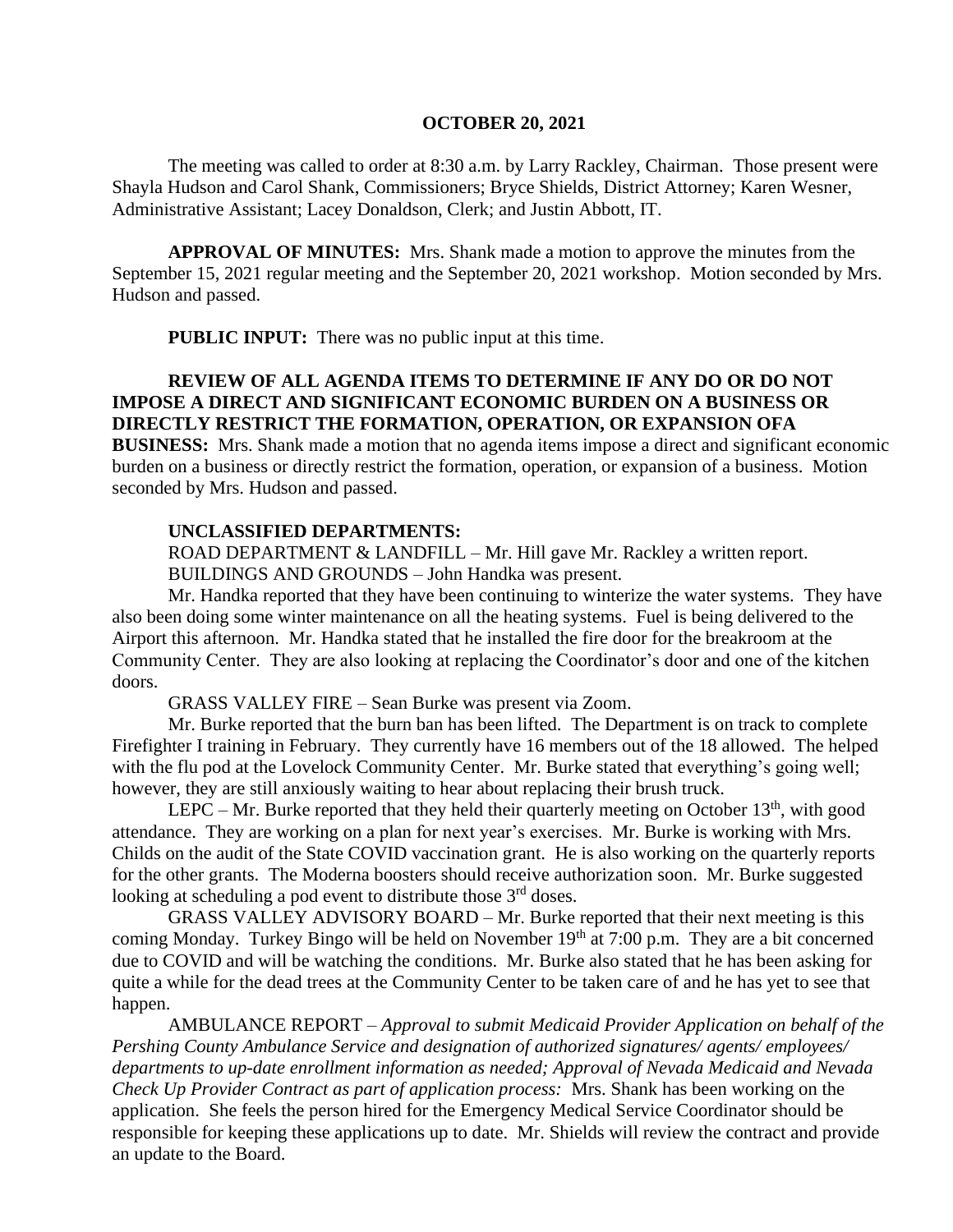**OCTOBER 20, 2021**

The meeting was called to order at 8:30 a.m. by Larry Rackley, Chairman. Those present were Shayla Hudson and Carol Shank, Commissioners; Bryce Shields, District Attorney; Karen Wesner, Administrative Assistant; Lacey Donaldson, Clerk; and Justin Abbott, IT.

**APPROVAL OF MINUTES:** Mrs. Shank made a motion to approve the minutes from the September 15, 2021 regular meeting and the September 20, 2021 workshop. Motion seconded by Mrs. Hudson and passed.

**PUBLIC INPUT:** There was no public input at this time.

**REVIEW OF ALL AGENDA ITEMS TO DETERMINE IF ANY DO OR DO NOT IMPOSE A DIRECT AND SIGNIFICANT ECONOMIC BURDEN ON A BUSINESS OR DIRECTLY RESTRICT THE FORMATION, OPERATION, OR EXPANSION OFA BUSINESS:** Mrs. Shank made a motion that no agenda items impose a direct and significant economic burden on a business or directly restrict the formation, operation, or expansion of a business. Motion seconded by Mrs. Hudson and passed.

**UNCLASSIFIED DEPARTMENTS:**

ROAD DEPARTMENT & LANDFILL – Mr. Hill gave Mr. Rackley a written report.

BUILDINGS AND GROUNDS – John Handka was present.

Mr. Handka reported that they have been continuing to winterize the water systems. They have also been doing some winter maintenance on all the heating systems. Fuel is being delivered to the Airport this afternoon. Mr. Handka stated that he installed the fire door for the breakroom at the Community Center. They are also looking at replacing the Coordinator's door and one of the kitchen doors.

GRASS VALLEY FIRE – Sean Burke was present via Zoom.

Mr. Burke reported that the burn ban has been lifted. The Department is on track to complete Firefighter I training in February. They currently have 16 members out of the 18 allowed. The helped with the flu pod at the Lovelock Community Center. Mr. Burke stated that everything's going well; however, they are still anxiously waiting to hear about replacing their brush truck.

LEPC – Mr. Burke reported that they held their quarterly meeting on October 13th, with good attendance. They are working on a plan for next year's exercises. Mr. Burke is working with Mrs. Childs on the audit of the State COVID vaccination grant. He is also working on the quarterly reports for the other grants. The Moderna boosters should receive authorization soon. Mr. Burke suggested looking at scheduling a pod event to distribute those 3rd doses.

GRASS VALLEY ADVISORY BOARD – Mr. Burke reported that their next meeting is this coming Monday. Turkey Bingo will be held on November 19th at 7:00 p.m. They are a bit concerned due to COVID and will be watching the conditions. Mr. Burke also stated that he has been asking for quite a while for the dead trees at the Community Center to be taken care of and he has yet to see that happen.

AMBULANCE REPORT – *Approval to submit Medicaid Provider Application on behalf of the Pershing County Ambulance Service and designation of authorized signatures/ agents/ employees/ departments to up-date enrollment information as needed; Approval of Nevada Medicaid and Nevada Check Up Provider Contract as part of application process:* Mrs. Shank has been working on the application. She feels the person hired for the Emergency Medical Service Coordinator should be responsible for keeping these applications up to date. Mr. Shields will review the contract and provide an update to the Board.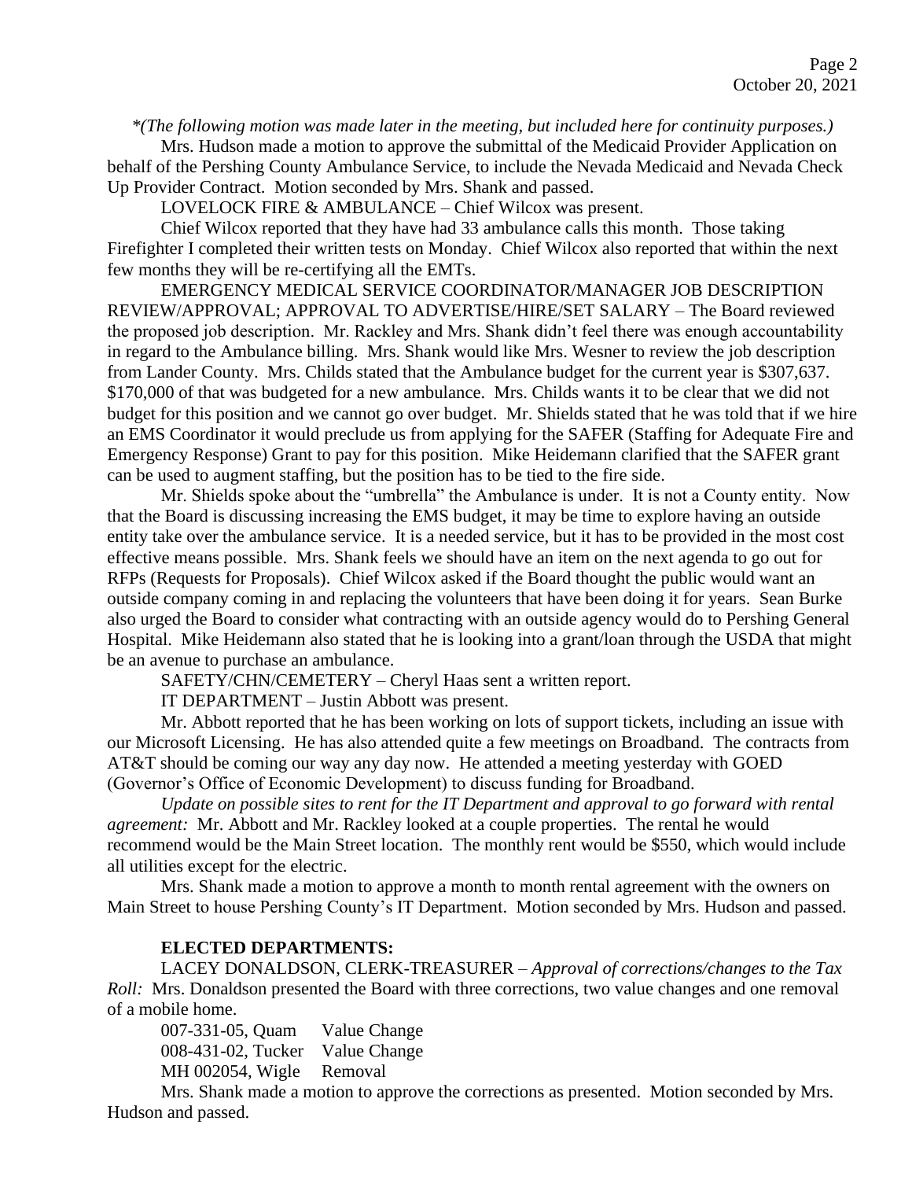*(The following motion was made later in the meeting, but included here for continuity purposes.)*

Mrs. Hudson made a motion to approve the submittal of the Medicaid Provider Application on behalf of the Pershing County Ambulance Service, to include the Nevada Medicaid and Nevada Check Up Provider Contract. Motion seconded by Mrs. Shank and passed.

LOVELOCK FIRE & AMBULANCE – Chief Wilcox was present.

Chief Wilcox reported that they have had 33 ambulance calls this month. Those taking Firefighter I completed their written tests on Monday. Chief Wilcox also reported that within the next few months they will be re-certifying all the EMTs.

EMERGENCY MEDICAL SERVICE COORDINATOR/MANAGER JOB DESCRIPTION REVIEW/APPROVAL; APPROVAL TO ADVERTISE/HIRE/SET SALARY – The Board reviewed the proposed job description. Mr. Rackley and Mrs. Shank didn't feel there was enough accountability in regard to the Ambulance billing. Mrs. Shank would like Mrs. Wesner to review the job description from Lander County. Mrs. Childs stated that the Ambulance budget for the current year is $307,637. $170,000 of that was budgeted for a new ambulance. Mrs. Childs wants it to be clear that we did not budget for this position and we cannot go over budget. Mr. Shields stated that he was told that if we hire an EMS Coordinator it would preclude us from applying for the SAFER (Staffing for Adequate Fire and Emergency Response) Grant to pay for this position. Mike Heidemann clarified that the SAFER grant can be used to augment staffing, but the position has to be tied to the fire side.

Mr. Shields spoke about the "umbrella" the Ambulance is under. It is not a County entity. Now that the Board is discussing increasing the EMS budget, it may be time to explore having an outside entity take over the ambulance service. It is a needed service, but it has to be provided in the most cost effective means possible. Mrs. Shank feels we should have an item on the next agenda to go out for RFPs (Requests for Proposals). Chief Wilcox asked if the Board thought the public would want an outside company coming in and replacing the volunteers that have been doing it for years. Sean Burke also urged the Board to consider what contracting with an outside agency would do to Pershing General Hospital. Mike Heidemann also stated that he is looking into a grant/loan through the USDA that might be an avenue to purchase an ambulance.

SAFETY/CHN/CEMETERY – Cheryl Haas sent a written report.

IT DEPARTMENT – Justin Abbott was present.

Mr. Abbott reported that he has been working on lots of support tickets, including an issue with our Microsoft Licensing. He has also attended quite a few meetings on Broadband. The contracts from AT&T should be coming our way any day now. He attended a meeting yesterday with GOED (Governor's Office of Economic Development) to discuss funding for Broadband.

*Update on possible sites to rent for the IT Department and approval to go forward with rental agreement:* Mr. Abbott and Mr. Rackley looked at a couple properties. The rental he would recommend would be the Main Street location. The monthly rent would be $550, which would include all utilities except for the electric.

Mrs. Shank made a motion to approve a month to month rental agreement with the owners on Main Street to house Pershing County's IT Department. Motion seconded by Mrs. Hudson and passed.

**ELECTED DEPARTMENTS:**

LACEY DONALDSON, CLERK-TREASURER – *Approval of corrections/changes to the Tax Roll:* Mrs. Donaldson presented the Board with three corrections, two value changes and one removal of a mobile home.

007-331-05, Quam Value Change
008-431-02, Tucker Value Change
MH 002054, Wigle Removal

Mrs. Shank made a motion to approve the corrections as presented. Motion seconded by Mrs. Hudson and passed.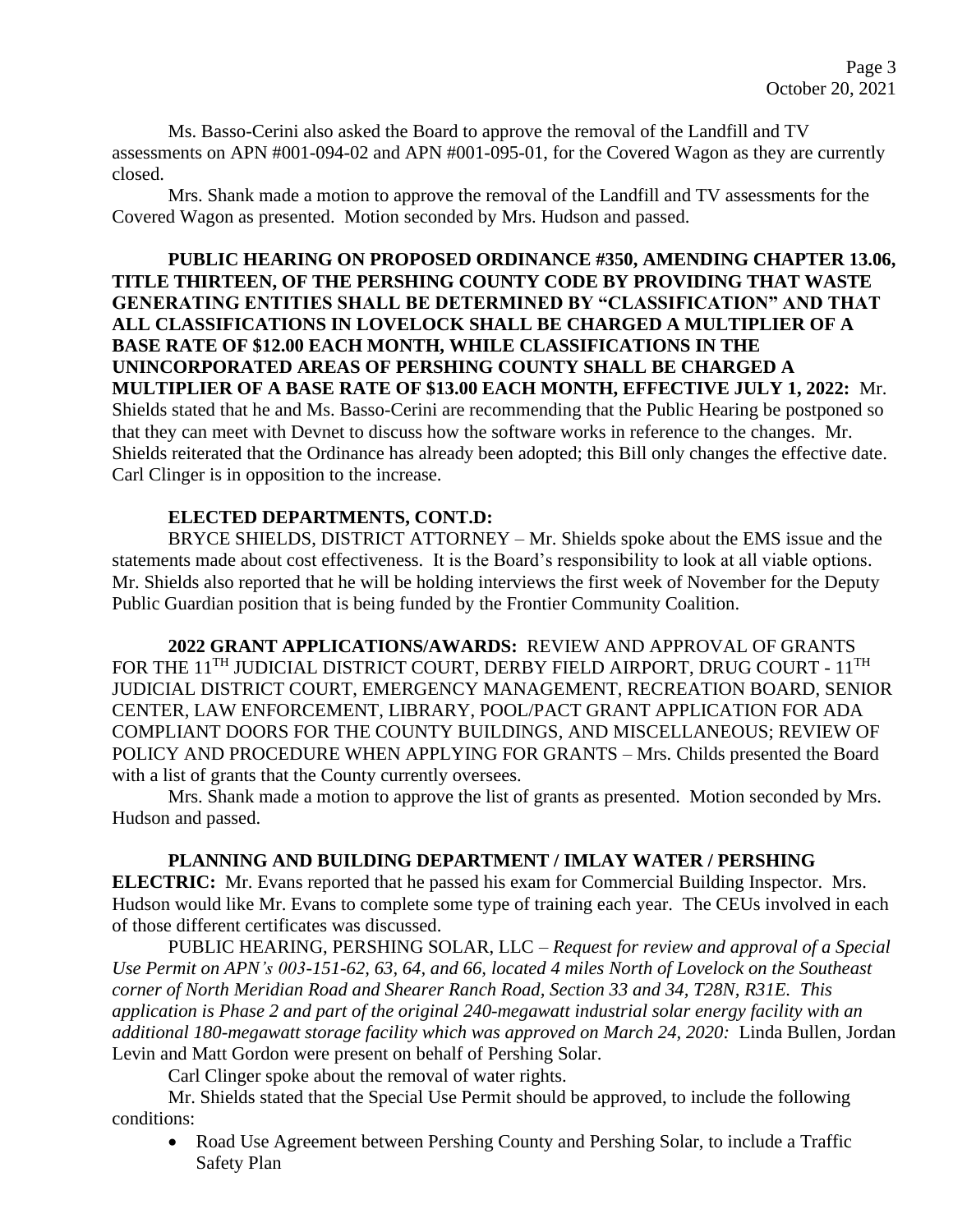Ms. Basso-Cerini also asked the Board to approve the removal of the Landfill and TV assessments on APN #001-094-02 and APN #001-095-01, for the Covered Wagon as they are currently closed.

Mrs. Shank made a motion to approve the removal of the Landfill and TV assessments for the Covered Wagon as presented. Motion seconded by Mrs. Hudson and passed.

**PUBLIC HEARING ON PROPOSED ORDINANCE #350, AMENDING CHAPTER 13.06, TITLE THIRTEEN, OF THE PERSHING COUNTY CODE BY PROVIDING THAT WASTE GENERATING ENTITIES SHALL BE DETERMINED BY "CLASSIFICATION" AND THAT ALL CLASSIFICATIONS IN LOVELOCK SHALL BE CHARGED A MULTIPLIER OF A BASE RATE OF $12.00 EACH MONTH, WHILE CLASSIFICATIONS IN THE UNINCORPORATED AREAS OF PERSHING COUNTY SHALL BE CHARGED A MULTIPLIER OF A BASE RATE OF $13.00 EACH MONTH, EFFECTIVE JULY 1, 2022:** Mr. Shields stated that he and Ms. Basso-Cerini are recommending that the Public Hearing be postponed so that they can meet with Devnet to discuss how the software works in reference to the changes. Mr. Shields reiterated that the Ordinance has already been adopted; this Bill only changes the effective date. Carl Clinger is in opposition to the increase.

**ELECTED DEPARTMENTS, CONT.D:**

BRYCE SHIELDS, DISTRICT ATTORNEY – Mr. Shields spoke about the EMS issue and the statements made about cost effectiveness. It is the Board's responsibility to look at all viable options. Mr. Shields also reported that he will be holding interviews the first week of November for the Deputy Public Guardian position that is being funded by the Frontier Community Coalition.

**2022 GRANT APPLICATIONS/AWARDS:** REVIEW AND APPROVAL OF GRANTS FOR THE 11TH JUDICIAL DISTRICT COURT, DERBY FIELD AIRPORT, DRUG COURT - 11TH JUDICIAL DISTRICT COURT, EMERGENCY MANAGEMENT, RECREATION BOARD, SENIOR CENTER, LAW ENFORCEMENT, LIBRARY, POOL/PACT GRANT APPLICATION FOR ADA COMPLIANT DOORS FOR THE COUNTY BUILDINGS, AND MISCELLANEOUS; REVIEW OF POLICY AND PROCEDURE WHEN APPLYING FOR GRANTS – Mrs. Childs presented the Board with a list of grants that the County currently oversees.

Mrs. Shank made a motion to approve the list of grants as presented. Motion seconded by Mrs. Hudson and passed.

**PLANNING AND BUILDING DEPARTMENT / IMLAY WATER / PERSHING ELECTRIC:** Mr. Evans reported that he passed his exam for Commercial Building Inspector. Mrs. Hudson would like Mr. Evans to complete some type of training each year. The CEUs involved in each of those different certificates was discussed.

PUBLIC HEARING, PERSHING SOLAR, LLC – *Request for review and approval of a Special Use Permit on APN's 003-151-62, 63, 64, and 66, located 4 miles North of Lovelock on the Southeast corner of North Meridian Road and Shearer Ranch Road, Section 33 and 34, T28N, R31E. This application is Phase 2 and part of the original 240-megawatt industrial solar energy facility with an additional 180-megawatt storage facility which was approved on March 24, 2020:* Linda Bullen, Jordan Levin and Matt Gordon were present on behalf of Pershing Solar.

Carl Clinger spoke about the removal of water rights.

Mr. Shields stated that the Special Use Permit should be approved, to include the following conditions:

- Road Use Agreement between Pershing County and Pershing Solar, to include a Traffic Safety Plan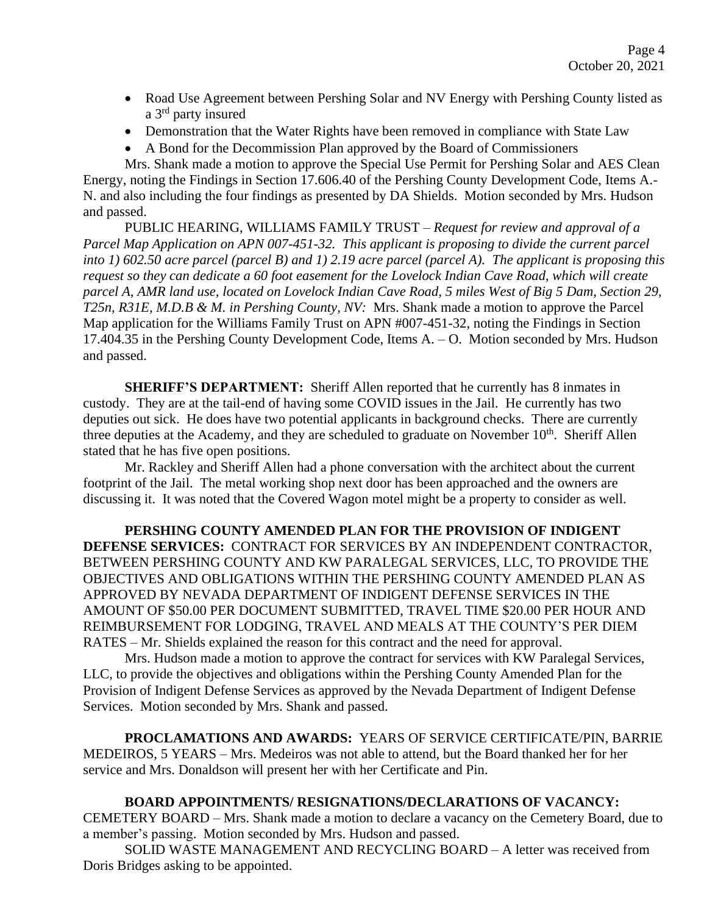- Road Use Agreement between Pershing Solar and NV Energy with Pershing County listed as a 3rd party insured
- Demonstration that the Water Rights have been removed in compliance with State Law
- A Bond for the Decommission Plan approved by the Board of Commissioners

Mrs. Shank made a motion to approve the Special Use Permit for Pershing Solar and AES Clean Energy, noting the Findings in Section 17.606.40 of the Pershing County Development Code, Items A.-N. and also including the four findings as presented by DA Shields. Motion seconded by Mrs. Hudson and passed.

PUBLIC HEARING, WILLIAMS FAMILY TRUST – *Request for review and approval of a Parcel Map Application on APN 007-451-32. This applicant is proposing to divide the current parcel into 1) 602.50 acre parcel (parcel B) and 1) 2.19 acre parcel (parcel A). The applicant is proposing this request so they can dedicate a 60 foot easement for the Lovelock Indian Cave Road, which will create parcel A, AMR land use, located on Lovelock Indian Cave Road, 5 miles West of Big 5 Dam, Section 29, T25n, R31E, M.D.B & M. in Pershing County, NV:* Mrs. Shank made a motion to approve the Parcel Map application for the Williams Family Trust on APN #007-451-32, noting the Findings in Section 17.404.35 in the Pershing County Development Code, Items A. – O. Motion seconded by Mrs. Hudson and passed.

**SHERIFF'S DEPARTMENT:** Sheriff Allen reported that he currently has 8 inmates in custody. They are at the tail-end of having some COVID issues in the Jail. He currently has two deputies out sick. He does have two potential applicants in background checks. There are currently three deputies at the Academy, and they are scheduled to graduate on November 10th. Sheriff Allen stated that he has five open positions.

Mr. Rackley and Sheriff Allen had a phone conversation with the architect about the current footprint of the Jail. The metal working shop next door has been approached and the owners are discussing it. It was noted that the Covered Wagon motel might be a property to consider as well.

**PERSHING COUNTY AMENDED PLAN FOR THE PROVISION OF INDIGENT DEFENSE SERVICES:** CONTRACT FOR SERVICES BY AN INDEPENDENT CONTRACTOR, BETWEEN PERSHING COUNTY AND KW PARALEGAL SERVICES, LLC, TO PROVIDE THE OBJECTIVES AND OBLIGATIONS WITHIN THE PERSHING COUNTY AMENDED PLAN AS APPROVED BY NEVADA DEPARTMENT OF INDIGENT DEFENSE SERVICES IN THE AMOUNT OF $50.00 PER DOCUMENT SUBMITTED, TRAVEL TIME $20.00 PER HOUR AND REIMBURSEMENT FOR LODGING, TRAVEL AND MEALS AT THE COUNTY'S PER DIEM RATES – Mr. Shields explained the reason for this contract and the need for approval.

Mrs. Hudson made a motion to approve the contract for services with KW Paralegal Services, LLC, to provide the objectives and obligations within the Pershing County Amended Plan for the Provision of Indigent Defense Services as approved by the Nevada Department of Indigent Defense Services. Motion seconded by Mrs. Shank and passed.

**PROCLAMATIONS AND AWARDS:** YEARS OF SERVICE CERTIFICATE/PIN, BARRIE MEDEIROS, 5 YEARS – Mrs. Medeiros was not able to attend, but the Board thanked her for her service and Mrs. Donaldson will present her with her Certificate and Pin.

**BOARD APPOINTMENTS/ RESIGNATIONS/DECLARATIONS OF VACANCY:** CEMETERY BOARD – Mrs. Shank made a motion to declare a vacancy on the Cemetery Board, due to a member's passing. Motion seconded by Mrs. Hudson and passed.

SOLID WASTE MANAGEMENT AND RECYCLING BOARD – A letter was received from Doris Bridges asking to be appointed.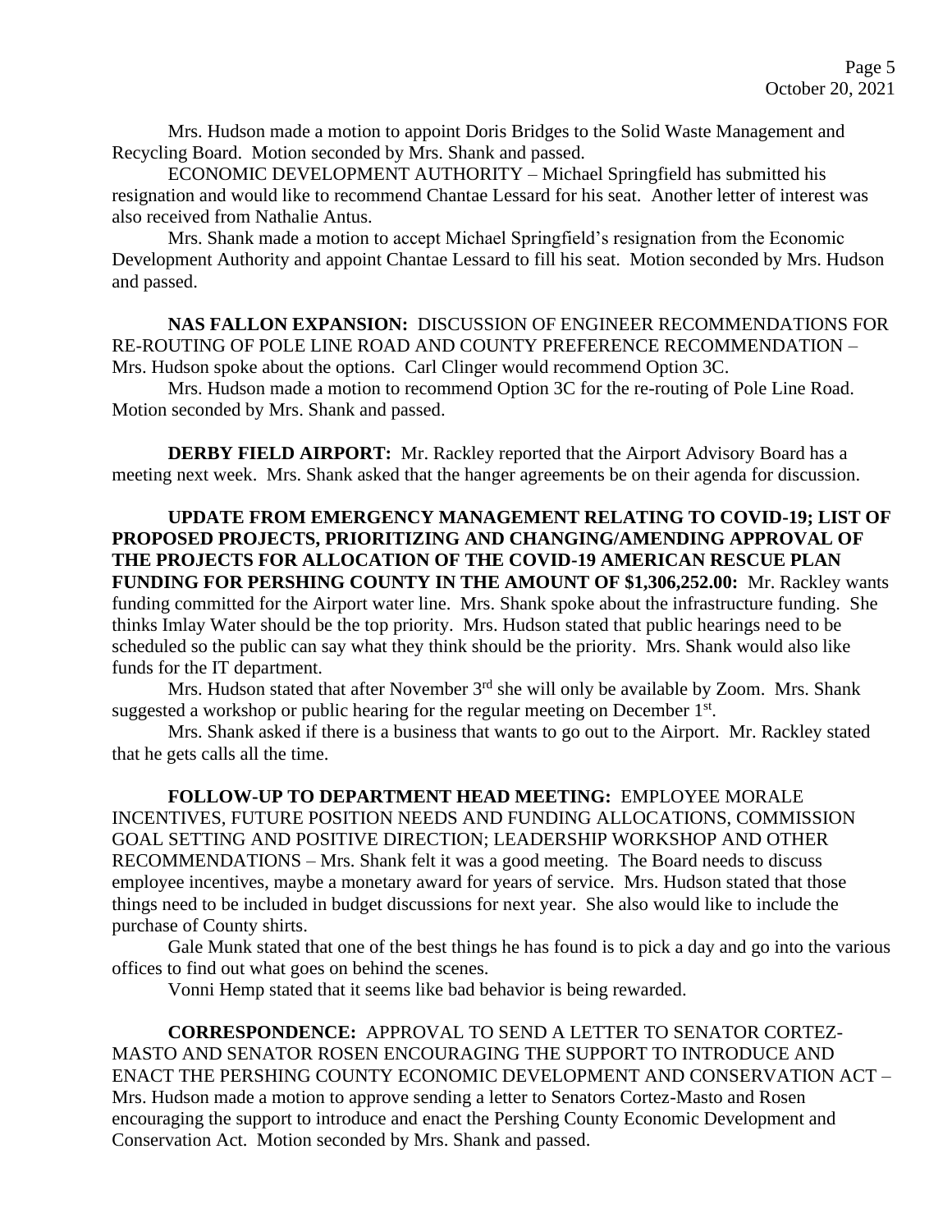Mrs. Hudson made a motion to appoint Doris Bridges to the Solid Waste Management and Recycling Board. Motion seconded by Mrs. Shank and passed.

ECONOMIC DEVELOPMENT AUTHORITY – Michael Springfield has submitted his resignation and would like to recommend Chantae Lessard for his seat. Another letter of interest was also received from Nathalie Antus.

Mrs. Shank made a motion to accept Michael Springfield's resignation from the Economic Development Authority and appoint Chantae Lessard to fill his seat. Motion seconded by Mrs. Hudson and passed.

**NAS FALLON EXPANSION:** DISCUSSION OF ENGINEER RECOMMENDATIONS FOR RE-ROUTING OF POLE LINE ROAD AND COUNTY PREFERENCE RECOMMENDATION – Mrs. Hudson spoke about the options. Carl Clinger would recommend Option 3C.

Mrs. Hudson made a motion to recommend Option 3C for the re-routing of Pole Line Road. Motion seconded by Mrs. Shank and passed.

**DERBY FIELD AIRPORT:** Mr. Rackley reported that the Airport Advisory Board has a meeting next week. Mrs. Shank asked that the hanger agreements be on their agenda for discussion.

**UPDATE FROM EMERGENCY MANAGEMENT RELATING TO COVID-19; LIST OF PROPOSED PROJECTS, PRIORITIZING AND CHANGING/AMENDING APPROVAL OF THE PROJECTS FOR ALLOCATION OF THE COVID-19 AMERICAN RESCUE PLAN FUNDING FOR PERSHING COUNTY IN THE AMOUNT OF $1,306,252.00:** Mr. Rackley wants funding committed for the Airport water line. Mrs. Shank spoke about the infrastructure funding. She thinks Imlay Water should be the top priority. Mrs. Hudson stated that public hearings need to be scheduled so the public can say what they think should be the priority. Mrs. Shank would also like funds for the IT department.

Mrs. Hudson stated that after November 3rd she will only be available by Zoom. Mrs. Shank suggested a workshop or public hearing for the regular meeting on December 1st.

Mrs. Shank asked if there is a business that wants to go out to the Airport. Mr. Rackley stated that he gets calls all the time.

**FOLLOW-UP TO DEPARTMENT HEAD MEETING:** EMPLOYEE MORALE INCENTIVES, FUTURE POSITION NEEDS AND FUNDING ALLOCATIONS, COMMISSION GOAL SETTING AND POSITIVE DIRECTION; LEADERSHIP WORKSHOP AND OTHER RECOMMENDATIONS – Mrs. Shank felt it was a good meeting. The Board needs to discuss employee incentives, maybe a monetary award for years of service. Mrs. Hudson stated that those things need to be included in budget discussions for next year. She also would like to include the purchase of County shirts.

Gale Munk stated that one of the best things he has found is to pick a day and go into the various offices to find out what goes on behind the scenes.

Vonni Hemp stated that it seems like bad behavior is being rewarded.

**CORRESPONDENCE:** APPROVAL TO SEND A LETTER TO SENATOR CORTEZ-MASTO AND SENATOR ROSEN ENCOURAGING THE SUPPORT TO INTRODUCE AND ENACT THE PERSHING COUNTY ECONOMIC DEVELOPMENT AND CONSERVATION ACT – Mrs. Hudson made a motion to approve sending a letter to Senators Cortez-Masto and Rosen encouraging the support to introduce and enact the Pershing County Economic Development and Conservation Act. Motion seconded by Mrs. Shank and passed.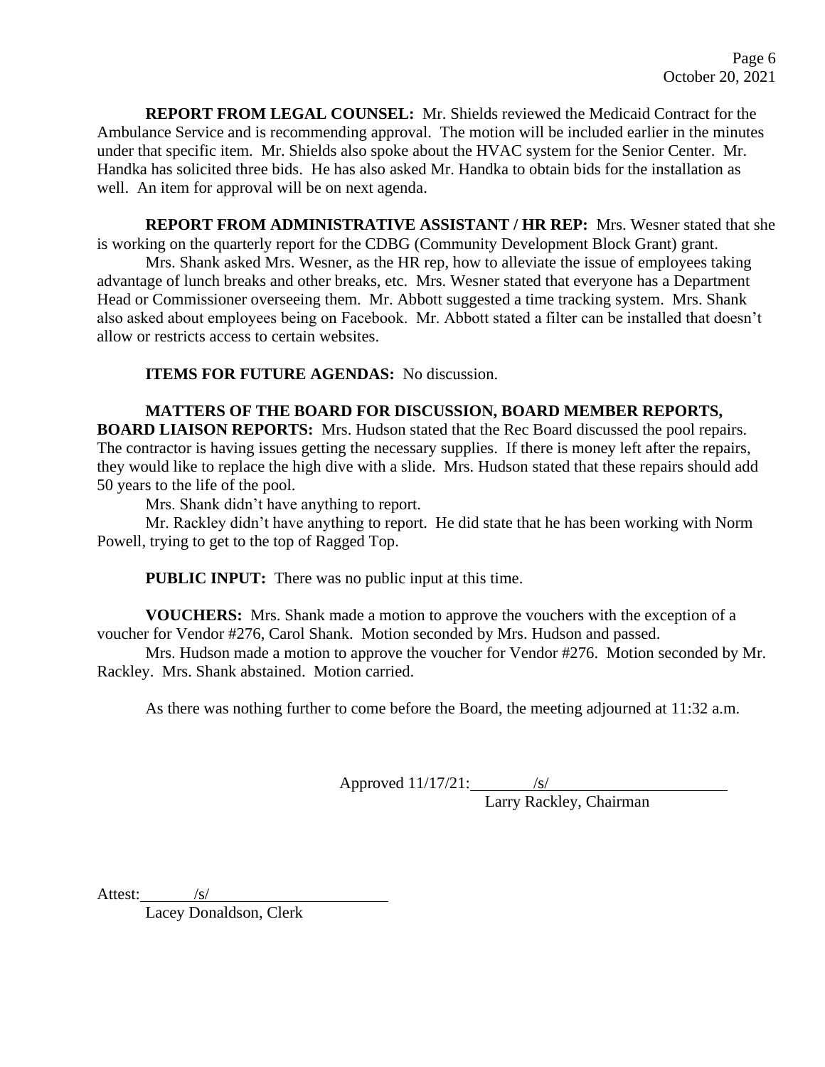**REPORT FROM LEGAL COUNSEL:** Mr. Shields reviewed the Medicaid Contract for the Ambulance Service and is recommending approval. The motion will be included earlier in the minutes under that specific item. Mr. Shields also spoke about the HVAC system for the Senior Center. Mr. Handka has solicited three bids. He has also asked Mr. Handka to obtain bids for the installation as well. An item for approval will be on next agenda.

**REPORT FROM ADMINISTRATIVE ASSISTANT / HR REP:** Mrs. Wesner stated that she is working on the quarterly report for the CDBG (Community Development Block Grant) grant.

Mrs. Shank asked Mrs. Wesner, as the HR rep, how to alleviate the issue of employees taking advantage of lunch breaks and other breaks, etc. Mrs. Wesner stated that everyone has a Department Head or Commissioner overseeing them. Mr. Abbott suggested a time tracking system. Mrs. Shank also asked about employees being on Facebook. Mr. Abbott stated a filter can be installed that doesn't allow or restricts access to certain websites.

**ITEMS FOR FUTURE AGENDAS:** No discussion.

**MATTERS OF THE BOARD FOR DISCUSSION, BOARD MEMBER REPORTS, BOARD LIAISON REPORTS:** Mrs. Hudson stated that the Rec Board discussed the pool repairs. The contractor is having issues getting the necessary supplies. If there is money left after the repairs, they would like to replace the high dive with a slide. Mrs. Hudson stated that these repairs should add 50 years to the life of the pool.

Mrs. Shank didn't have anything to report.

Mr. Rackley didn't have anything to report. He did state that he has been working with Norm Powell, trying to get to the top of Ragged Top.

**PUBLIC INPUT:** There was no public input at this time.

**VOUCHERS:** Mrs. Shank made a motion to approve the vouchers with the exception of a voucher for Vendor #276, Carol Shank. Motion seconded by Mrs. Hudson and passed.

Mrs. Hudson made a motion to approve the voucher for Vendor #276. Motion seconded by Mr. Rackley. Mrs. Shank abstained. Motion carried.

As there was nothing further to come before the Board, the meeting adjourned at 11:32 a.m.

Approved 11/17/21: /s/
Larry Rackley, Chairman

Attest: /s/
Lacey Donaldson, Clerk